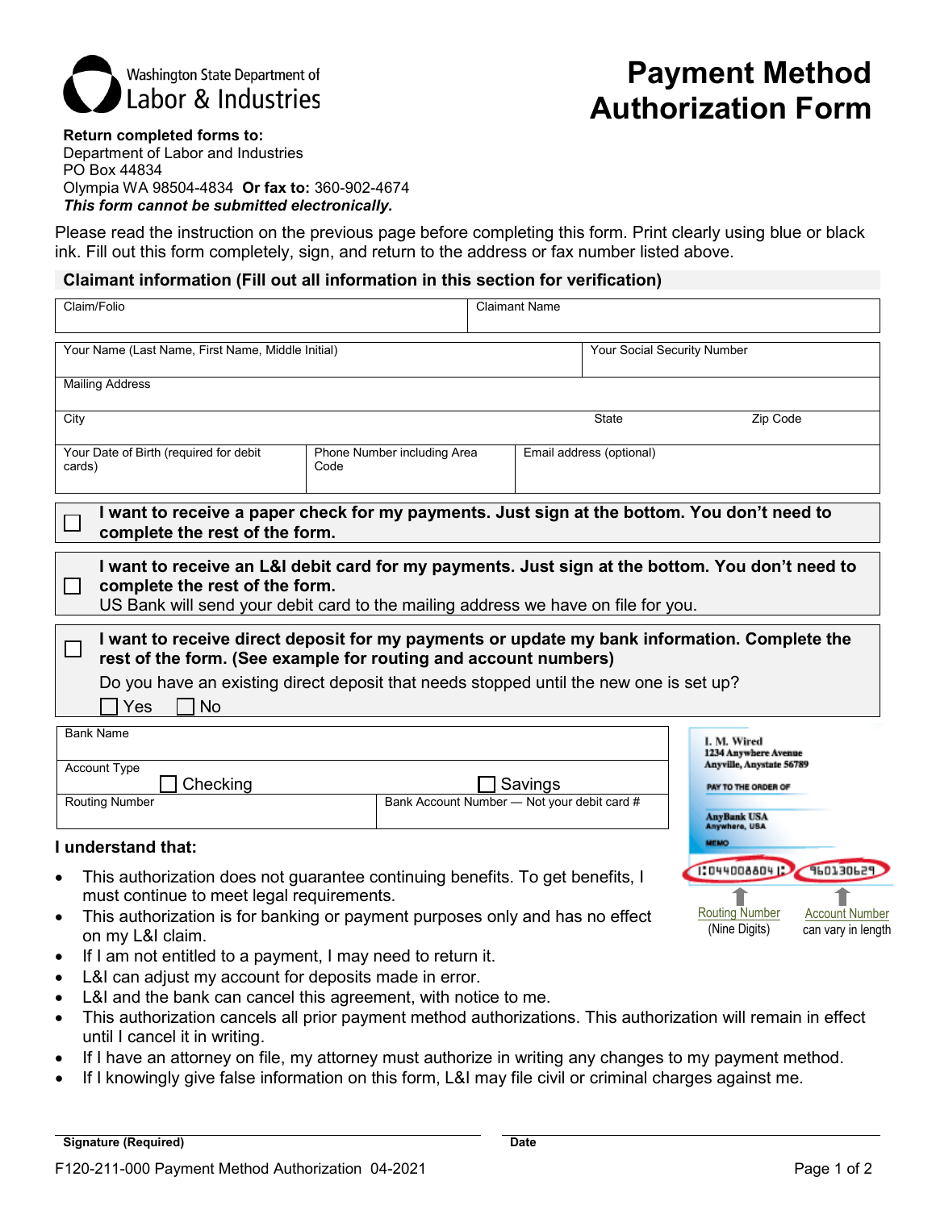Washington State Department of Labor & Industries

# Payment Method Authorization Form

**Return completed forms to:**
Department of Labor and Industries
PO Box 44834
Olympia WA 98504-4834 **Or fax to:** 360-902-4674
***This form cannot be submitted electronically.***

Please read the instruction on the previous page before completing this form. Print clearly using blue or black ink. Fill out this form completely, sign, and return to the address or fax number listed above.

## Claimant information (Fill out all information in this section for verification)

| Claim/Folio | Claimant Name |
|---|---|
| | |

| Your Name (Last Name, First Name, Middle Initial) | | Your Social Security Number |
|---|---|---|
| Mailing Address | | |
| City | State | Zip Code |
| Your Date of Birth (required for debit cards) | Phone Number including Area Code | Email address (optional) |

☐ **I want to receive a paper check for my payments. Just sign at the bottom. You don't need to complete the rest of the form.**

☐ **I want to receive an L&I debit card for my payments. Just sign at the bottom. You don't need to complete the rest of the form.**
US Bank will send your debit card to the mailing address we have on file for you.

☐ **I want to receive direct deposit for my payments or update my bank information. Complete the rest of the form. (See example for routing and account numbers)**
Do you have an existing direct deposit that needs stopped until the new one is set up?
☐ Yes ☐ No

| Bank Name | |
|---|---|
| Account Type ☐ Checking | ☐ Savings |
| Routing Number | Bank Account Number — Not your debit card # |

I. M. Wired
1234 Anywhere Avenue
Anyville, Anystate 56789
PAY TO THE ORDER OF
AnyBank USA
Anywhere, USA
MEMO
⑆044008804⑆ 960130629

Routing Number (Nine Digits)
Account Number can vary in length

### I understand that:

- This authorization does not guarantee continuing benefits. To get benefits, I must continue to meet legal requirements.
- This authorization is for banking or payment purposes only and has no effect on my L&I claim.
- If I am not entitled to a payment, I may need to return it.
- L&I can adjust my account for deposits made in error.
- L&I and the bank can cancel this agreement, with notice to me.
- This authorization cancels all prior payment method authorizations. This authorization will remain in effect until I cancel it in writing.
- If I have an attorney on file, my attorney must authorize in writing any changes to my payment method.
- If I knowingly give false information on this form, L&I may file civil or criminal charges against me.

**Signature (Required)** ______________________ **Date** ______________________

F120-211-000 Payment Method Authorization 04-2021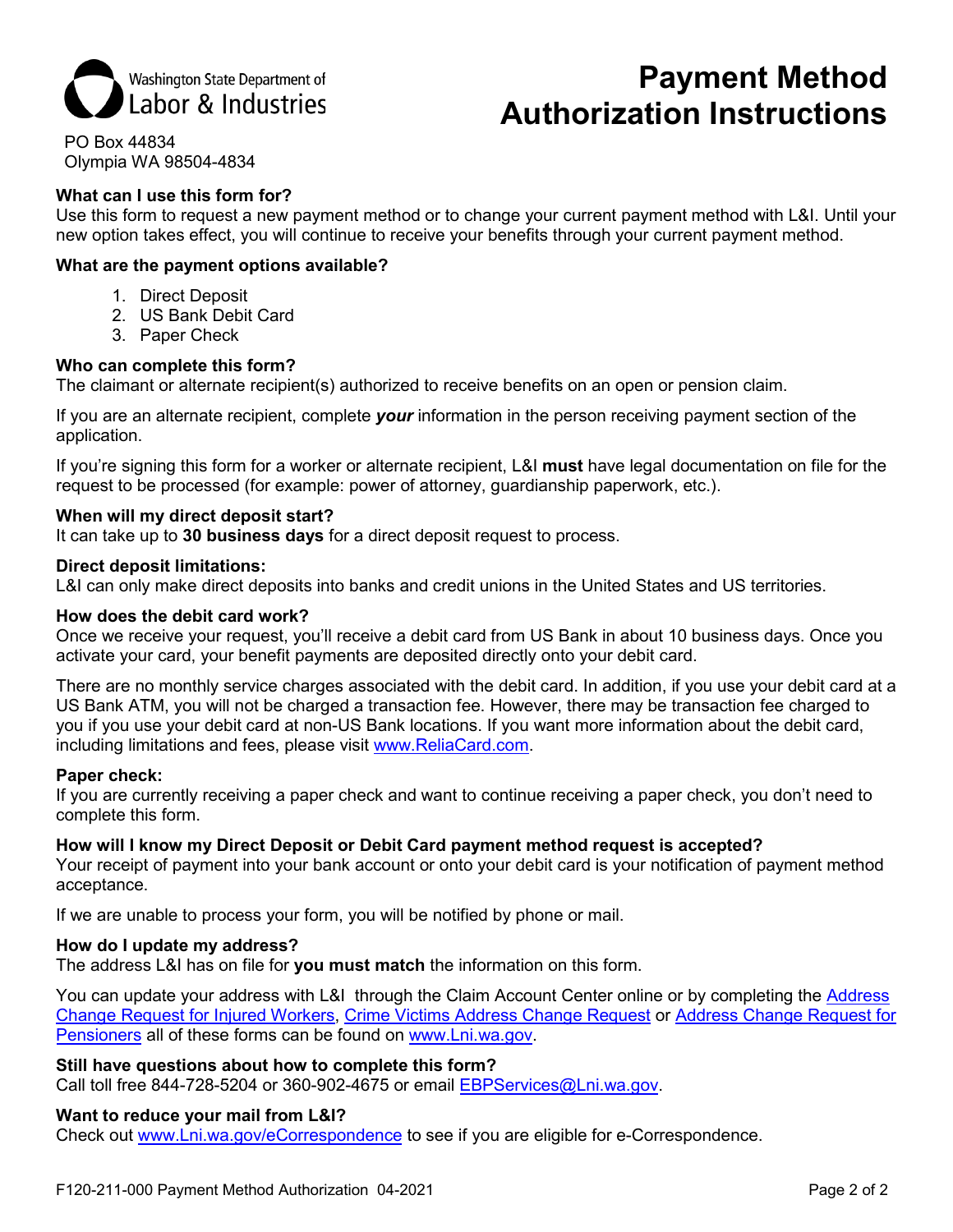Washington State Department of Labor & Industries

PO Box 44834
Olympia WA 98504-4834

# Payment Method Authorization Instructions

**What can I use this form for?**
Use this form to request a new payment method or to change your current payment method with L&I. Until your new option takes effect, you will continue to receive your benefits through your current payment method.

**What are the payment options available?**

1. Direct Deposit
2. US Bank Debit Card
3. Paper Check

**Who can complete this form?**
The claimant or alternate recipient(s) authorized to receive benefits on an open or pension claim.

If you are an alternate recipient, complete ***your*** information in the person receiving payment section of the application.

If you're signing this form for a worker or alternate recipient, L&I **must** have legal documentation on file for the request to be processed (for example: power of attorney, guardianship paperwork, etc.).

**When will my direct deposit start?**
It can take up to **30 business days** for a direct deposit request to process.

**Direct deposit limitations:**
L&I can only make direct deposits into banks and credit unions in the United States and US territories.

**How does the debit card work?**
Once we receive your request, you'll receive a debit card from US Bank in about 10 business days. Once you activate your card, your benefit payments are deposited directly onto your debit card.

There are no monthly service charges associated with the debit card. In addition, if you use your debit card at a US Bank ATM, you will not be charged a transaction fee. However, there may be transaction fee charged to you if you use your debit card at non-US Bank locations. If you want more information about the debit card, including limitations and fees, please visit www.ReliaCard.com.

**Paper check:**
If you are currently receiving a paper check and want to continue receiving a paper check, you don't need to complete this form.

**How will I know my Direct Deposit or Debit Card payment method request is accepted?**
Your receipt of payment into your bank account or onto your debit card is your notification of payment method acceptance.

If we are unable to process your form, you will be notified by phone or mail.

**How do I update my address?**
The address L&I has on file for **you must match** the information on this form.

You can update your address with L&I through the Claim Account Center online or by completing the Address Change Request for Injured Workers, Crime Victims Address Change Request or Address Change Request for Pensioners all of these forms can be found on www.Lni.wa.gov.

**Still have questions about how to complete this form?**
Call toll free 844-728-5204 or 360-902-4675 or email EBPServices@Lni.wa.gov.

**Want to reduce your mail from L&I?**
Check out www.Lni.wa.gov/eCorrespondence to see if you are eligible for e-Correspondence.

F120-211-000 Payment Method Authorization 04-2021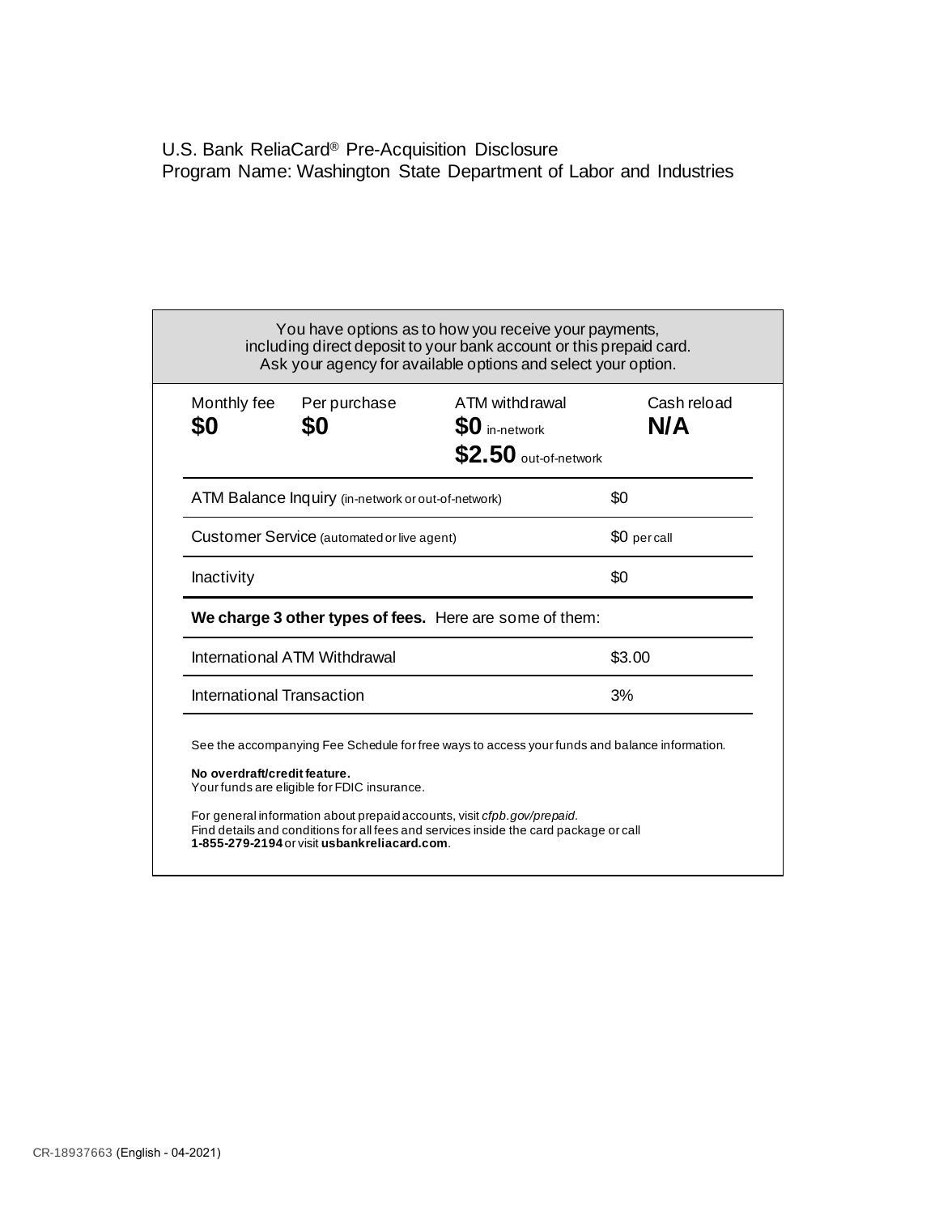U.S. Bank ReliaCard® Pre-Acquisition Disclosure
Program Name: Washington State Department of Labor and Industries

You have options as to how you receive your payments, including direct deposit to your bank account or this prepaid card. Ask your agency for available options and select your option.

| Monthly fee | Per purchase | ATM withdrawal | Cash reload |
|---|---|---|---|
| **$0** | **$0** | **$0** in-network<br>**$2.50** out-of-network | **N/A** |

| | |
|---|---|
| ATM Balance Inquiry (in-network or out-of-network) | $0 |
| Customer Service (automated or live agent) | $0 per call |
| Inactivity | $0 |

**We charge 3 other types of fees.** Here are some of them:

| | |
|---|---|
| International ATM Withdrawal | $3.00 |
| International Transaction | 3% |

See the accompanying Fee Schedule for free ways to access your funds and balance information.

**No overdraft/credit feature.**
Your funds are eligible for FDIC insurance.

For general information about prepaid accounts, visit *cfpb.gov/prepaid.*
Find details and conditions for all fees and services inside the card package or call **1-855-279-2194** or visit **usbankreliacard.com**.

CR-18937663 (English - 04-2021)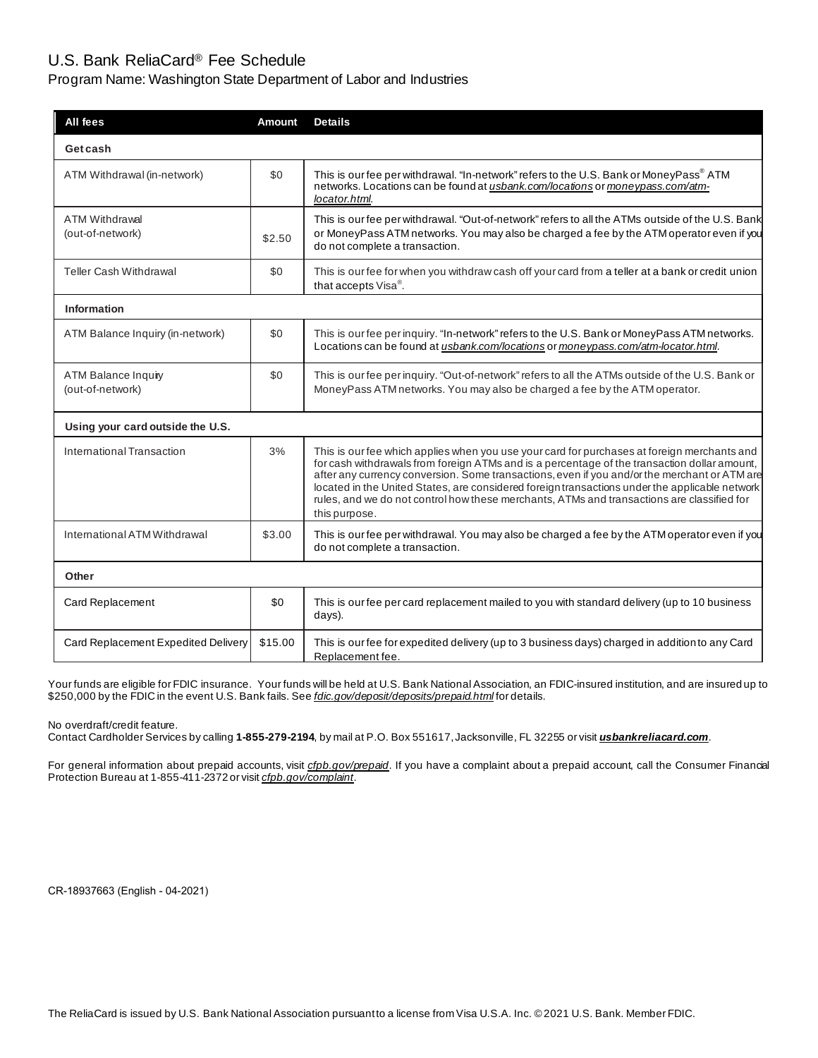# U.S. Bank ReliaCard® Fee Schedule

Program Name: Washington State Department of Labor and Industries

| All fees | Amount | Details |
|---|---|---|
| **Get cash** | | |
| ATM Withdrawal (in-network) | $0 | This is our fee per withdrawal. "In-network" refers to the U.S. Bank or MoneyPass® ATM networks. Locations can be found at *usbank.com/locations* or *moneypass.com/atm-locator.html*. |
| ATM Withdrawal (out-of-network) | $2.50 | This is our fee per withdrawal. "Out-of-network" refers to all the ATMs outside of the U.S. Bank or MoneyPass ATM networks. You may also be charged a fee by the ATM operator even if you do not complete a transaction. |
| Teller Cash Withdrawal | $0 | This is our fee for when you withdraw cash off your card from a teller at a bank or credit union that accepts Visa®. |
| **Information** | | |
| ATM Balance Inquiry (in-network) | $0 | This is our fee per inquiry. "In-network" refers to the U.S. Bank or MoneyPass ATM networks. Locations can be found at *usbank.com/locations* or *moneypass.com/atm-locator.html*. |
| ATM Balance Inquiry (out-of-network) | $0 | This is our fee per inquiry. "Out-of-network" refers to all the ATMs outside of the U.S. Bank or MoneyPass ATM networks. You may also be charged a fee by the ATM operator. |
| **Using your card outside the U.S.** | | |
| International Transaction | 3% | This is our fee which applies when you use your card for purchases at foreign merchants and for cash withdrawals from foreign ATMs and is a percentage of the transaction dollar amount, after any currency conversion. Some transactions, even if you and/or the merchant or ATM are located in the United States, are considered foreign transactions under the applicable network rules, and we do not control how these merchants, ATMs and transactions are classified for this purpose. |
| International ATM Withdrawal | $3.00 | This is our fee per withdrawal. You may also be charged a fee by the ATM operator even if you do not complete a transaction. |
| **Other** | | |
| Card Replacement | $0 | This is our fee per card replacement mailed to you with standard delivery (up to 10 business days). |
| Card Replacement Expedited Delivery | $15.00 | This is our fee for expedited delivery (up to 3 business days) charged in addition to any Card Replacement fee. |

Your funds are eligible for FDIC insurance. Your funds will be held at U.S. Bank National Association, an FDIC-insured institution, and are insured up to $250,000 by the FDIC in the event U.S. Bank fails. See *fdic.gov/deposit/deposits/prepaid.html* for details.

No overdraft/credit feature.
Contact Cardholder Services by calling **1-855-279-2194**, by mail at P.O. Box 551617, Jacksonville, FL 32255 or visit ***usbankreliacard.com***.

For general information about prepaid accounts, visit *cfpb.gov/prepaid*. If you have a complaint about a prepaid account, call the Consumer Financial Protection Bureau at 1-855-411-2372 or visit *cfpb.gov/complaint*.

CR-18937663 (English - 04-2021)

The ReliaCard is issued by U.S. Bank National Association pursuant to a license from Visa U.S.A. Inc. © 2021 U.S. Bank. Member FDIC.